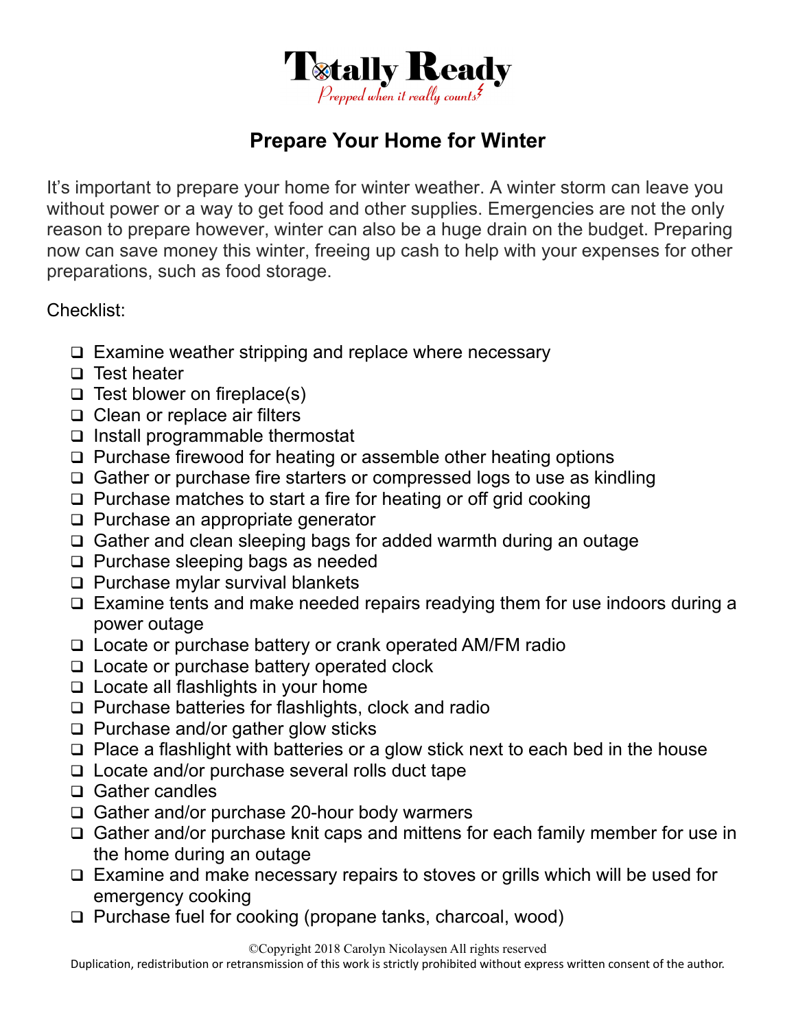**Totally Ready**

*Prepped when it really counts*

# Prepare Your Home for Winter

It's important to prepare your home for winter weather. A winter storm can leave you without power or a way to get food and other supplies. Emergencies are not the only reason to prepare however, winter can also be a huge drain on the budget. Preparing now can save money this winter, freeing up cash to help with your expenses for other preparations, such as food storage.

Checklist:

- [ ] Examine weather stripping and replace where necessary
- [ ] Test heater
- [ ] Test blower on fireplace(s)
- [ ] Clean or replace air filters
- [ ] Install programmable thermostat
- [ ] Purchase firewood for heating or assemble other heating options
- [ ] Gather or purchase fire starters or compressed logs to use as kindling
- [ ] Purchase matches to start a fire for heating or off grid cooking
- [ ] Purchase an appropriate generator
- [ ] Gather and clean sleeping bags for added warmth during an outage
- [ ] Purchase sleeping bags as needed
- [ ] Purchase mylar survival blankets
- [ ] Examine tents and make needed repairs readying them for use indoors during a power outage
- [ ] Locate or purchase battery or crank operated AM/FM radio
- [ ] Locate or purchase battery operated clock
- [ ] Locate all flashlights in your home
- [ ] Purchase batteries for flashlights, clock and radio
- [ ] Purchase and/or gather glow sticks
- [ ] Place a flashlight with batteries or a glow stick next to each bed in the house
- [ ] Locate and/or purchase several rolls duct tape
- [ ] Gather candles
- [ ] Gather and/or purchase 20-hour body warmers
- [ ] Gather and/or purchase knit caps and mittens for each family member for use in the home during an outage
- [ ] Examine and make necessary repairs to stoves or grills which will be used for emergency cooking
- [ ] Purchase fuel for cooking (propane tanks, charcoal, wood)

©Copyright 2018 Carolyn Nicolaysen All rights reserved

Duplication, redistribution or retransmission of this work is strictly prohibited without express written consent of the author.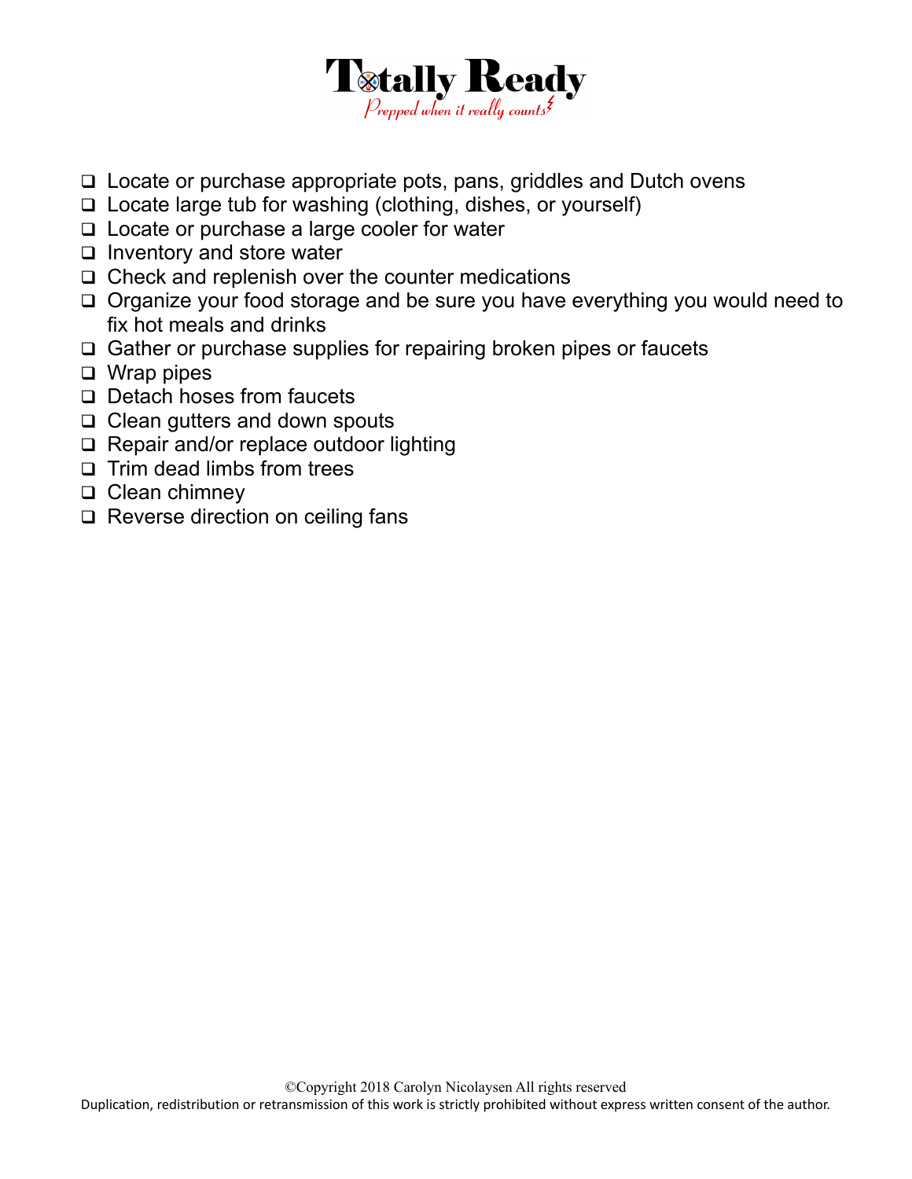- [ ] Locate or purchase appropriate pots, pans, griddles and Dutch ovens
- [ ] Locate large tub for washing (clothing, dishes, or yourself)
- [ ] Locate or purchase a large cooler for water
- [ ] Inventory and store water
- [ ] Check and replenish over the counter medications
- [ ] Organize your food storage and be sure you have everything you would need to fix hot meals and drinks
- [ ] Gather or purchase supplies for repairing broken pipes or faucets
- [ ] Wrap pipes
- [ ] Detach hoses from faucets
- [ ] Clean gutters and down spouts
- [ ] Repair and/or replace outdoor lighting
- [ ] Trim dead limbs from trees
- [ ] Clean chimney
- [ ] Reverse direction on ceiling fans